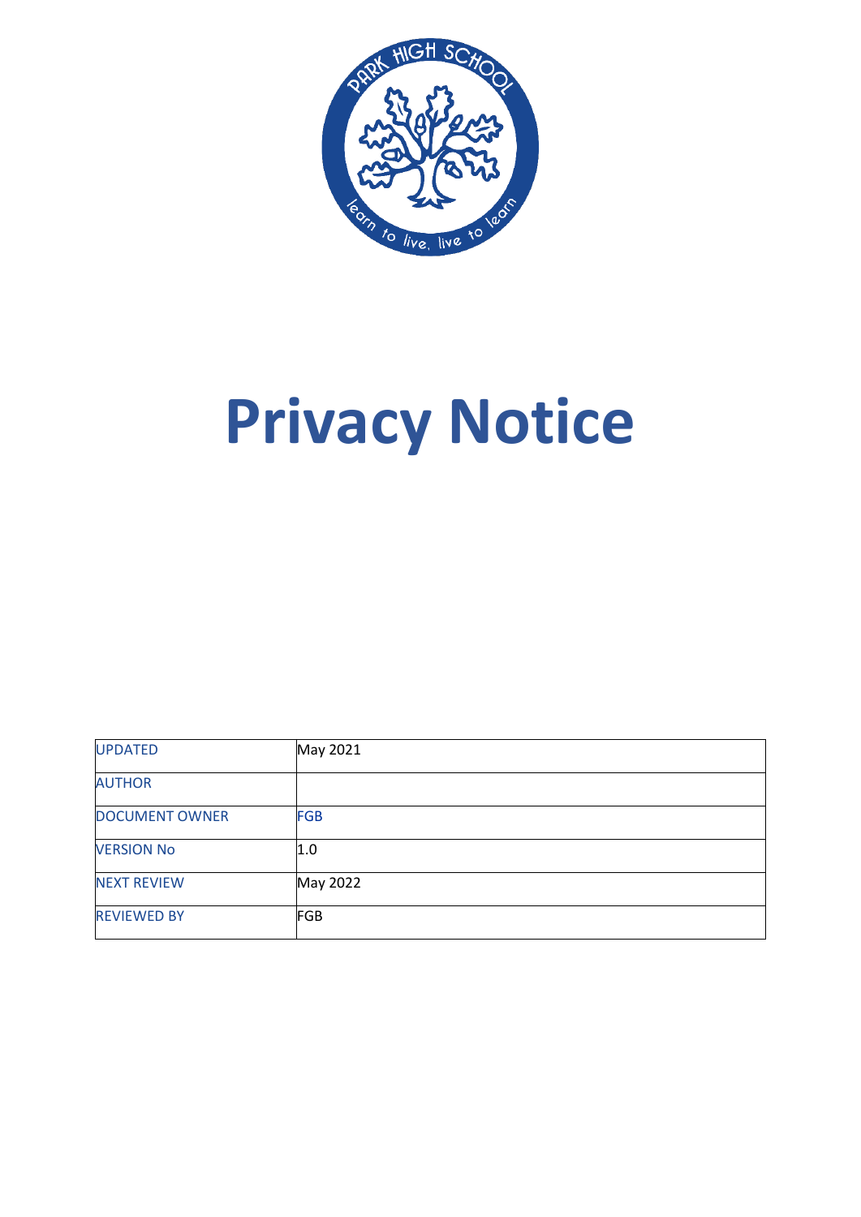# Privacy Notice

| UPDATED | May 2021 |
| --- | --- |
| AUTHOR | |
| DOCUMENT OWNER | FGB |
| VERSION No | 1.0 |
| NEXT REVIEW | May 2022 |
| REVIEWED BY | FGB |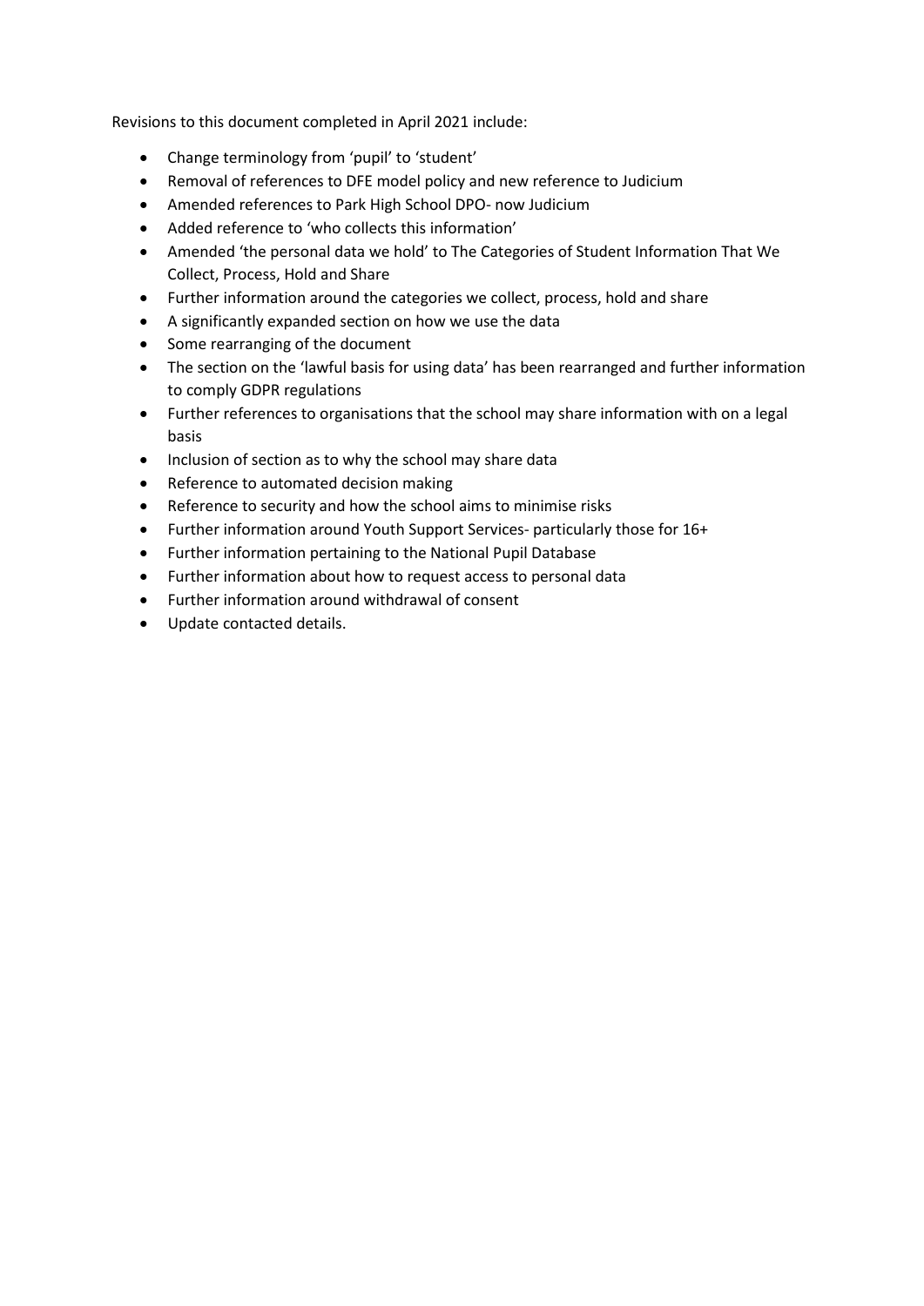Revisions to this document completed in April 2021 include:

- Change terminology from 'pupil' to 'student'
- Removal of references to DFE model policy and new reference to Judicium
- Amended references to Park High School DPO- now Judicium
- Added reference to 'who collects this information'
- Amended 'the personal data we hold' to The Categories of Student Information That We Collect, Process, Hold and Share
- Further information around the categories we collect, process, hold and share
- A significantly expanded section on how we use the data
- Some rearranging of the document
- The section on the 'lawful basis for using data' has been rearranged and further information to comply GDPR regulations
- Further references to organisations that the school may share information with on a legal basis
- Inclusion of section as to why the school may share data
- Reference to automated decision making
- Reference to security and how the school aims to minimise risks
- Further information around Youth Support Services- particularly those for 16+
- Further information pertaining to the National Pupil Database
- Further information about how to request access to personal data
- Further information around withdrawal of consent
- Update contacted details.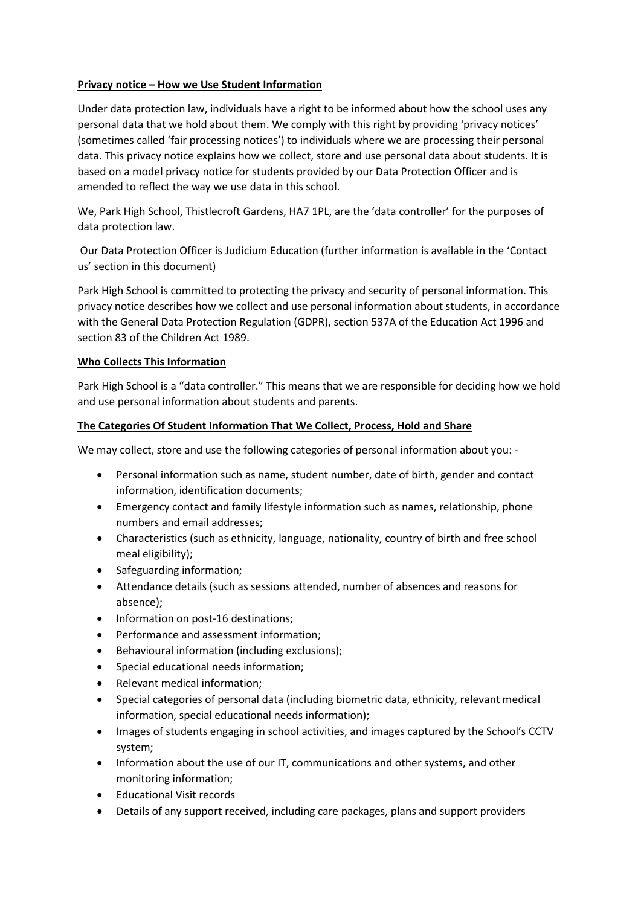**Privacy notice – How we Use Student Information**

Under data protection law, individuals have a right to be informed about how the school uses any personal data that we hold about them. We comply with this right by providing 'privacy notices' (sometimes called 'fair processing notices') to individuals where we are processing their personal data. This privacy notice explains how we collect, store and use personal data about students. It is based on a model privacy notice for students provided by our Data Protection Officer and is amended to reflect the way we use data in this school.

We, Park High School, Thistlecroft Gardens, HA7 1PL, are the 'data controller' for the purposes of data protection law.

Our Data Protection Officer is Judicium Education (further information is available in the 'Contact us' section in this document)

Park High School is committed to protecting the privacy and security of personal information. This privacy notice describes how we collect and use personal information about students, in accordance with the General Data Protection Regulation (GDPR), section 537A of the Education Act 1996 and section 83 of the Children Act 1989.

**Who Collects This Information**

Park High School is a "data controller." This means that we are responsible for deciding how we hold and use personal information about students and parents.

**The Categories Of Student Information That We Collect, Process, Hold and Share**

We may collect, store and use the following categories of personal information about you: -

- Personal information such as name, student number, date of birth, gender and contact information, identification documents;
- Emergency contact and family lifestyle information such as names, relationship, phone numbers and email addresses;
- Characteristics (such as ethnicity, language, nationality, country of birth and free school meal eligibility);
- Safeguarding information;
- Attendance details (such as sessions attended, number of absences and reasons for absence);
- Information on post-16 destinations;
- Performance and assessment information;
- Behavioural information (including exclusions);
- Special educational needs information;
- Relevant medical information;
- Special categories of personal data (including biometric data, ethnicity, relevant medical information, special educational needs information);
- Images of students engaging in school activities, and images captured by the School's CCTV system;
- Information about the use of our IT, communications and other systems, and other monitoring information;
- Educational Visit records
- Details of any support received, including care packages, plans and support providers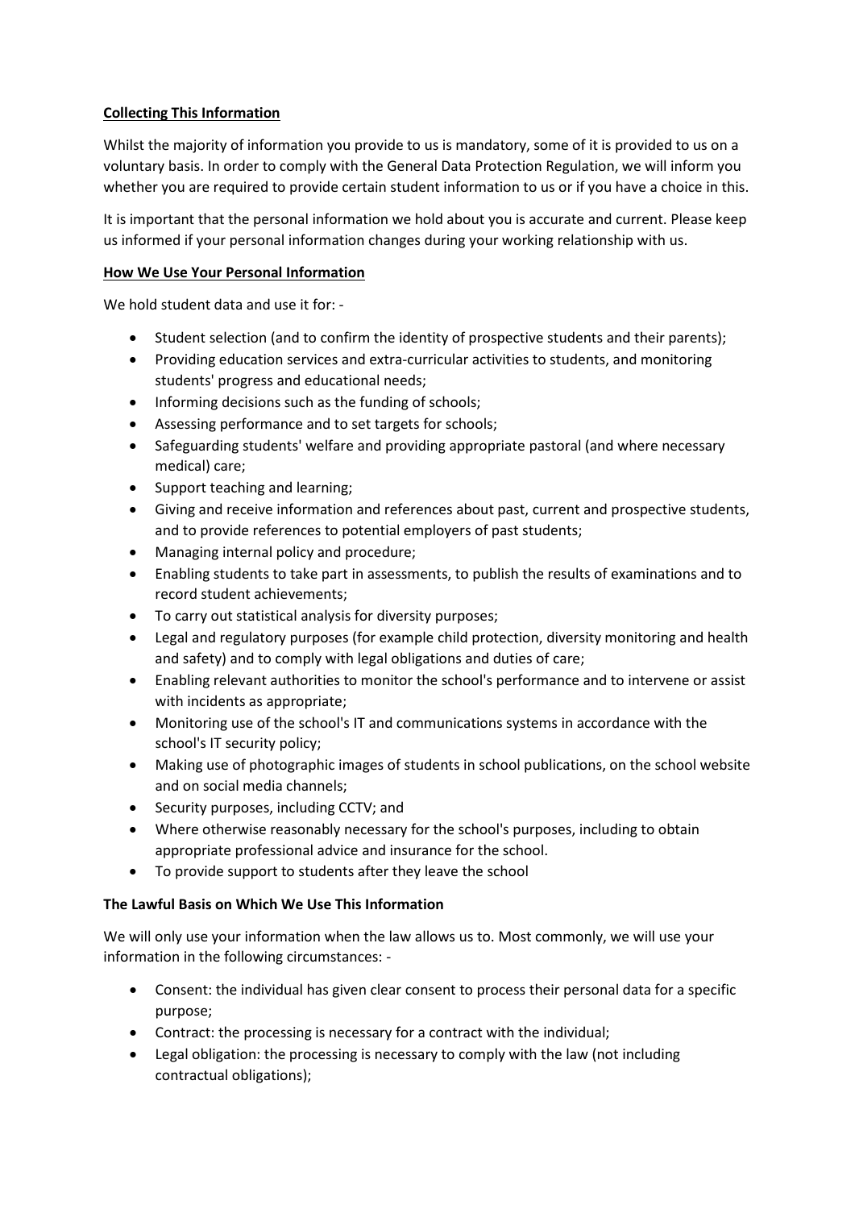**Collecting This Information**

Whilst the majority of information you provide to us is mandatory, some of it is provided to us on a voluntary basis. In order to comply with the General Data Protection Regulation, we will inform you whether you are required to provide certain student information to us or if you have a choice in this.

It is important that the personal information we hold about you is accurate and current. Please keep us informed if your personal information changes during your working relationship with us.

**How We Use Your Personal Information**

We hold student data and use it for: -

- Student selection (and to confirm the identity of prospective students and their parents);
- Providing education services and extra-curricular activities to students, and monitoring students' progress and educational needs;
- Informing decisions such as the funding of schools;
- Assessing performance and to set targets for schools;
- Safeguarding students' welfare and providing appropriate pastoral (and where necessary medical) care;
- Support teaching and learning;
- Giving and receive information and references about past, current and prospective students, and to provide references to potential employers of past students;
- Managing internal policy and procedure;
- Enabling students to take part in assessments, to publish the results of examinations and to record student achievements;
- To carry out statistical analysis for diversity purposes;
- Legal and regulatory purposes (for example child protection, diversity monitoring and health and safety) and to comply with legal obligations and duties of care;
- Enabling relevant authorities to monitor the school's performance and to intervene or assist with incidents as appropriate;
- Monitoring use of the school's IT and communications systems in accordance with the school's IT security policy;
- Making use of photographic images of students in school publications, on the school website and on social media channels;
- Security purposes, including CCTV; and
- Where otherwise reasonably necessary for the school's purposes, including to obtain appropriate professional advice and insurance for the school.
- To provide support to students after they leave the school

**The Lawful Basis on Which We Use This Information**

We will only use your information when the law allows us to. Most commonly, we will use your information in the following circumstances: -

- Consent: the individual has given clear consent to process their personal data for a specific purpose;
- Contract: the processing is necessary for a contract with the individual;
- Legal obligation: the processing is necessary to comply with the law (not including contractual obligations);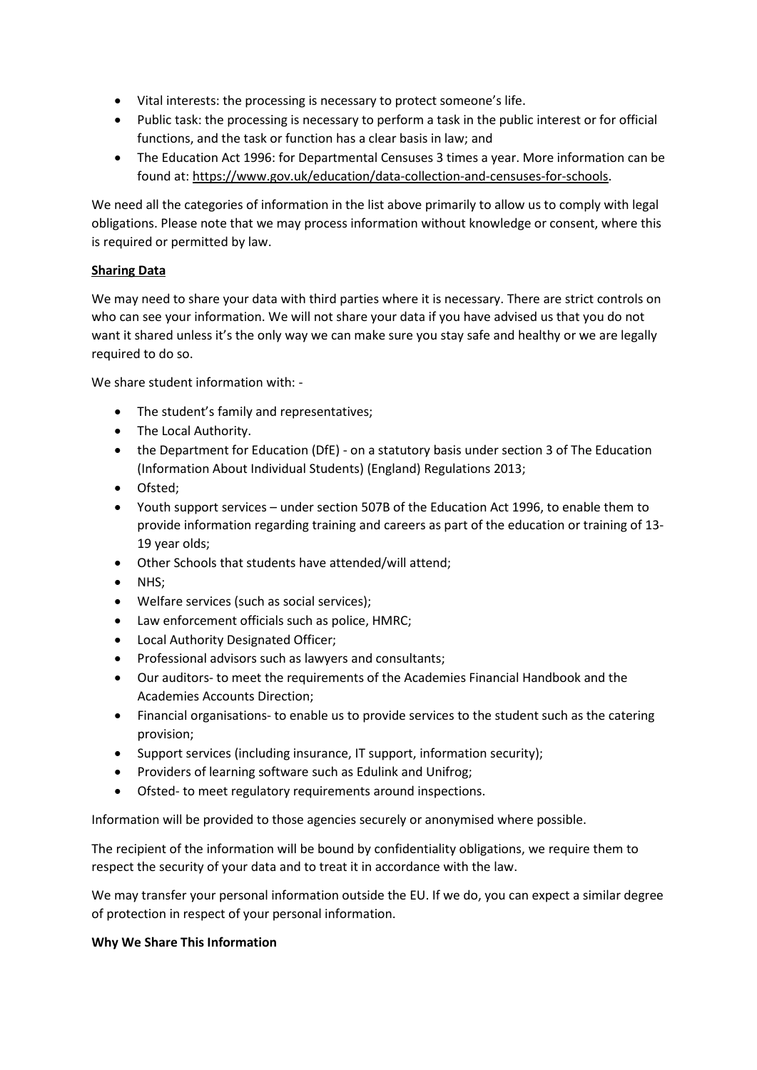- Vital interests: the processing is necessary to protect someone's life.
- Public task: the processing is necessary to perform a task in the public interest or for official functions, and the task or function has a clear basis in law; and
- The Education Act 1996: for Departmental Censuses 3 times a year. More information can be found at: https://www.gov.uk/education/data-collection-and-censuses-for-schools.

We need all the categories of information in the list above primarily to allow us to comply with legal obligations. Please note that we may process information without knowledge or consent, where this is required or permitted by law.

**Sharing Data**

We may need to share your data with third parties where it is necessary. There are strict controls on who can see your information. We will not share your data if you have advised us that you do not want it shared unless it's the only way we can make sure you stay safe and healthy or we are legally required to do so.

We share student information with: -

- The student's family and representatives;
- The Local Authority.
- the Department for Education (DfE) - on a statutory basis under section 3 of The Education (Information About Individual Students) (England) Regulations 2013;
- Ofsted;
- Youth support services – under section 507B of the Education Act 1996, to enable them to provide information regarding training and careers as part of the education or training of 13-19 year olds;
- Other Schools that students have attended/will attend;
- NHS;
- Welfare services (such as social services);
- Law enforcement officials such as police, HMRC;
- Local Authority Designated Officer;
- Professional advisors such as lawyers and consultants;
- Our auditors- to meet the requirements of the Academies Financial Handbook and the Academies Accounts Direction;
- Financial organisations- to enable us to provide services to the student such as the catering provision;
- Support services (including insurance, IT support, information security);
- Providers of learning software such as Edulink and Unifrog;
- Ofsted- to meet regulatory requirements around inspections.

Information will be provided to those agencies securely or anonymised where possible.

The recipient of the information will be bound by confidentiality obligations, we require them to respect the security of your data and to treat it in accordance with the law.

We may transfer your personal information outside the EU. If we do, you can expect a similar degree of protection in respect of your personal information.

**Why We Share This Information**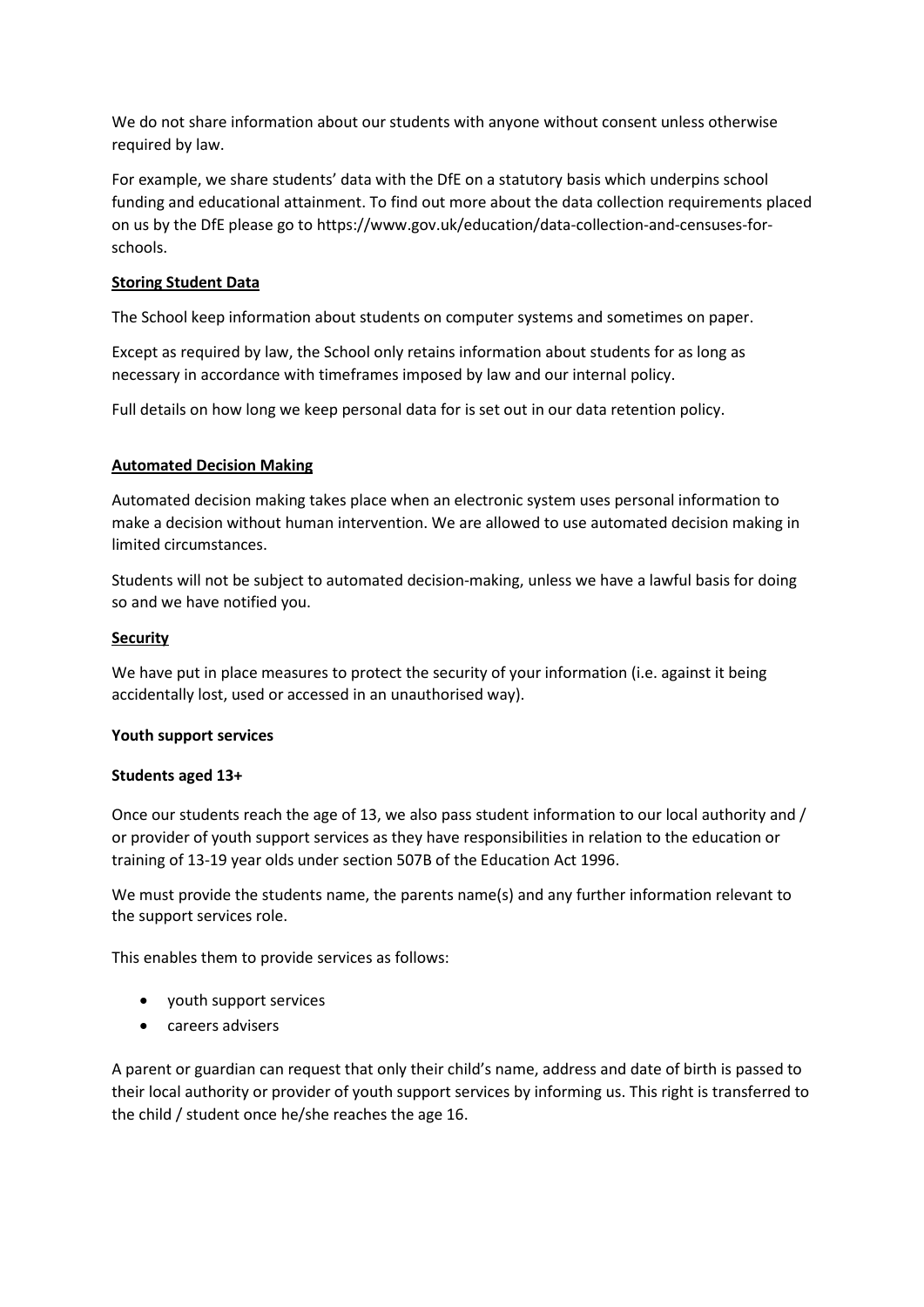We do not share information about our students with anyone without consent unless otherwise required by law.

For example, we share students' data with the DfE on a statutory basis which underpins school funding and educational attainment. To find out more about the data collection requirements placed on us by the DfE please go to https://www.gov.uk/education/data-collection-and-censuses-for-schools.

## Storing Student Data

The School keep information about students on computer systems and sometimes on paper.

Except as required by law, the School only retains information about students for as long as necessary in accordance with timeframes imposed by law and our internal policy.

Full details on how long we keep personal data for is set out in our data retention policy.

## Automated Decision Making

Automated decision making takes place when an electronic system uses personal information to make a decision without human intervention. We are allowed to use automated decision making in limited circumstances.

Students will not be subject to automated decision-making, unless we have a lawful basis for doing so and we have notified you.

## Security

We have put in place measures to protect the security of your information (i.e. against it being accidentally lost, used or accessed in an unauthorised way).

### Youth support services

### Students aged 13+

Once our students reach the age of 13, we also pass student information to our local authority and / or provider of youth support services as they have responsibilities in relation to the education or training of 13-19 year olds under section 507B of the Education Act 1996.

We must provide the students name, the parents name(s) and any further information relevant to the support services role.

This enables them to provide services as follows:

- youth support services
- careers advisers

A parent or guardian can request that only their child's name, address and date of birth is passed to their local authority or provider of youth support services by informing us. This right is transferred to the child / student once he/she reaches the age 16.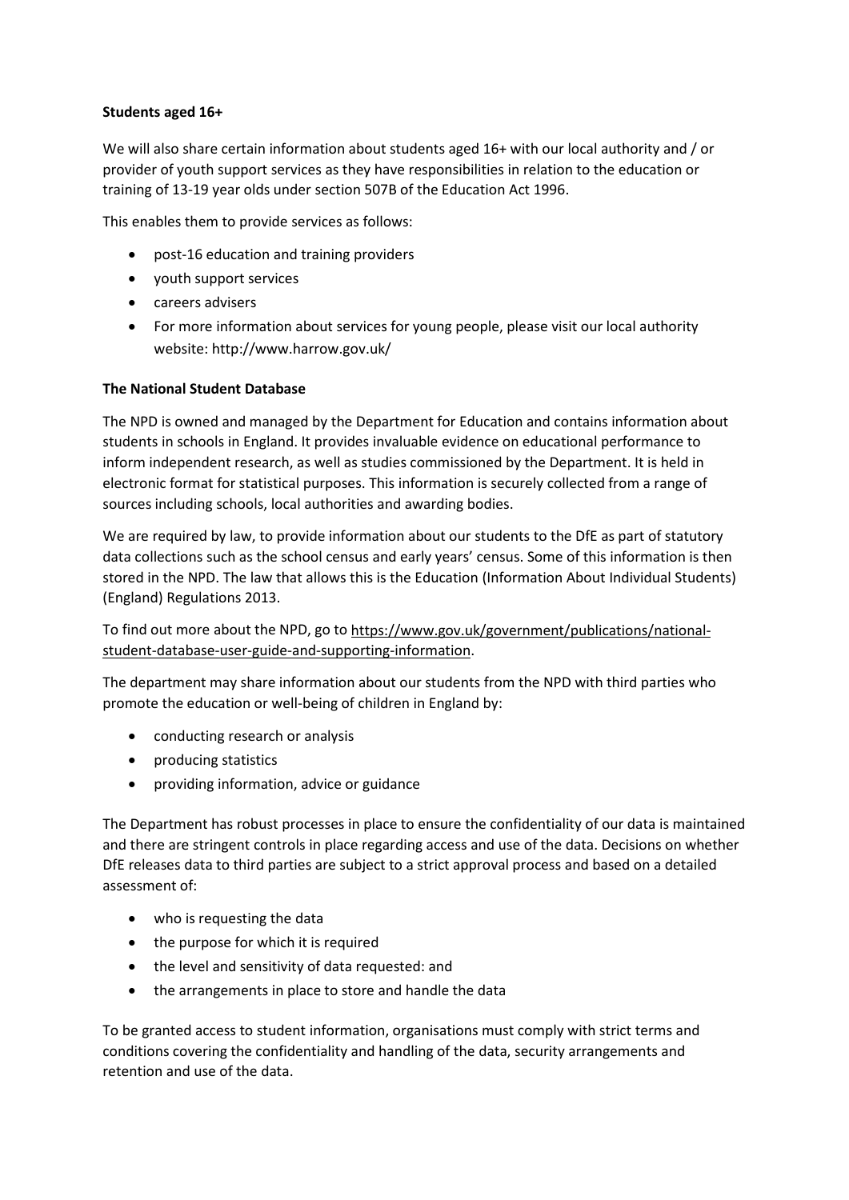**Students aged 16+**

We will also share certain information about students aged 16+ with our local authority and / or provider of youth support services as they have responsibilities in relation to the education or training of 13-19 year olds under section 507B of the Education Act 1996.

This enables them to provide services as follows:

- post-16 education and training providers
- youth support services
- careers advisers
- For more information about services for young people, please visit our local authority website: http://www.harrow.gov.uk/

**The National Student Database**

The NPD is owned and managed by the Department for Education and contains information about students in schools in England. It provides invaluable evidence on educational performance to inform independent research, as well as studies commissioned by the Department. It is held in electronic format for statistical purposes. This information is securely collected from a range of sources including schools, local authorities and awarding bodies.

We are required by law, to provide information about our students to the DfE as part of statutory data collections such as the school census and early years' census. Some of this information is then stored in the NPD. The law that allows this is the Education (Information About Individual Students) (England) Regulations 2013.

To find out more about the NPD, go to https://www.gov.uk/government/publications/national-student-database-user-guide-and-supporting-information.

The department may share information about our students from the NPD with third parties who promote the education or well-being of children in England by:

- conducting research or analysis
- producing statistics
- providing information, advice or guidance

The Department has robust processes in place to ensure the confidentiality of our data is maintained and there are stringent controls in place regarding access and use of the data. Decisions on whether DfE releases data to third parties are subject to a strict approval process and based on a detailed assessment of:

- who is requesting the data
- the purpose for which it is required
- the level and sensitivity of data requested: and
- the arrangements in place to store and handle the data

To be granted access to student information, organisations must comply with strict terms and conditions covering the confidentiality and handling of the data, security arrangements and retention and use of the data.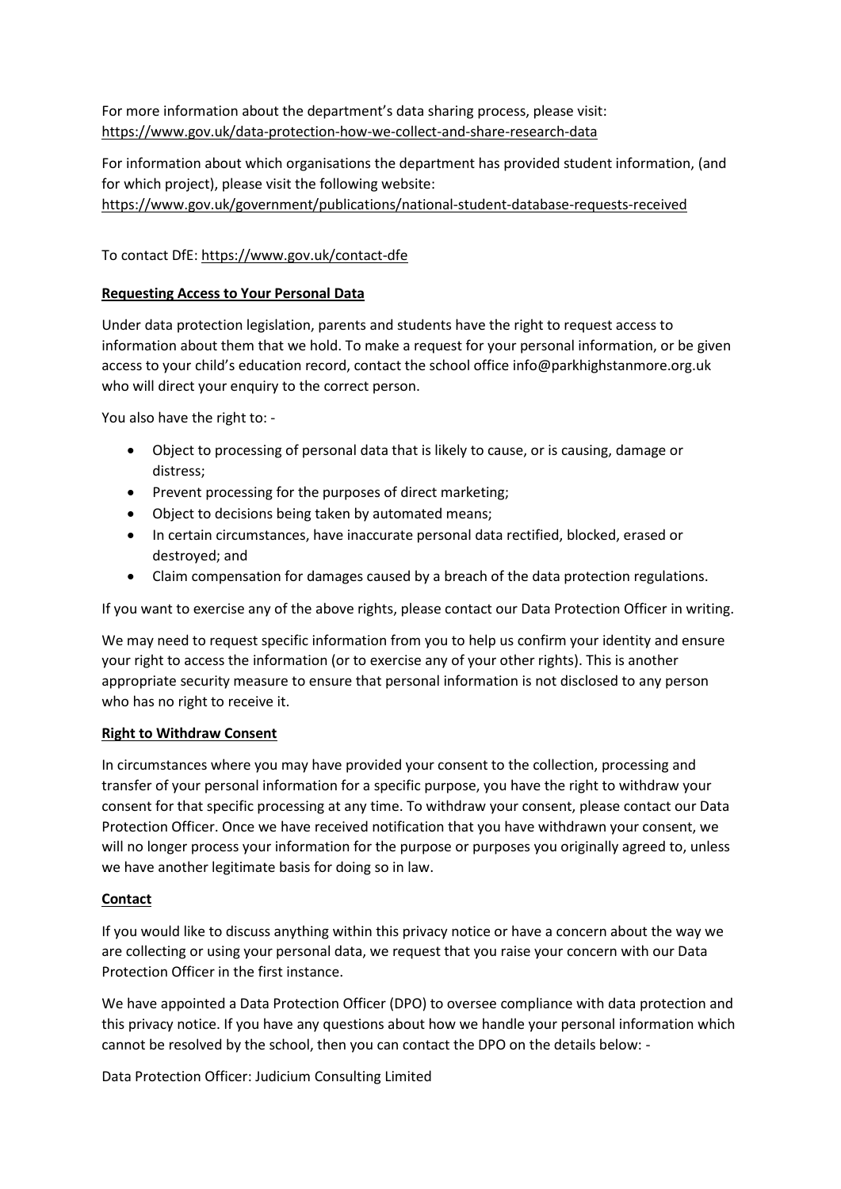For more information about the department's data sharing process, please visit: https://www.gov.uk/data-protection-how-we-collect-and-share-research-data

For information about which organisations the department has provided student information, (and for which project), please visit the following website: https://www.gov.uk/government/publications/national-student-database-requests-received

To contact DfE: https://www.gov.uk/contact-dfe

**Requesting Access to Your Personal Data**

Under data protection legislation, parents and students have the right to request access to information about them that we hold. To make a request for your personal information, or be given access to your child's education record, contact the school office info@parkhighstanmore.org.uk who will direct your enquiry to the correct person.

You also have the right to: -

- Object to processing of personal data that is likely to cause, or is causing, damage or distress;
- Prevent processing for the purposes of direct marketing;
- Object to decisions being taken by automated means;
- In certain circumstances, have inaccurate personal data rectified, blocked, erased or destroyed; and
- Claim compensation for damages caused by a breach of the data protection regulations.

If you want to exercise any of the above rights, please contact our Data Protection Officer in writing.

We may need to request specific information from you to help us confirm your identity and ensure your right to access the information (or to exercise any of your other rights). This is another appropriate security measure to ensure that personal information is not disclosed to any person who has no right to receive it.

**Right to Withdraw Consent**

In circumstances where you may have provided your consent to the collection, processing and transfer of your personal information for a specific purpose, you have the right to withdraw your consent for that specific processing at any time. To withdraw your consent, please contact our Data Protection Officer. Once we have received notification that you have withdrawn your consent, we will no longer process your information for the purpose or purposes you originally agreed to, unless we have another legitimate basis for doing so in law.

**Contact**

If you would like to discuss anything within this privacy notice or have a concern about the way we are collecting or using your personal data, we request that you raise your concern with our Data Protection Officer in the first instance.

We have appointed a Data Protection Officer (DPO) to oversee compliance with data protection and this privacy notice. If you have any questions about how we handle your personal information which cannot be resolved by the school, then you can contact the DPO on the details below: -

Data Protection Officer: Judicium Consulting Limited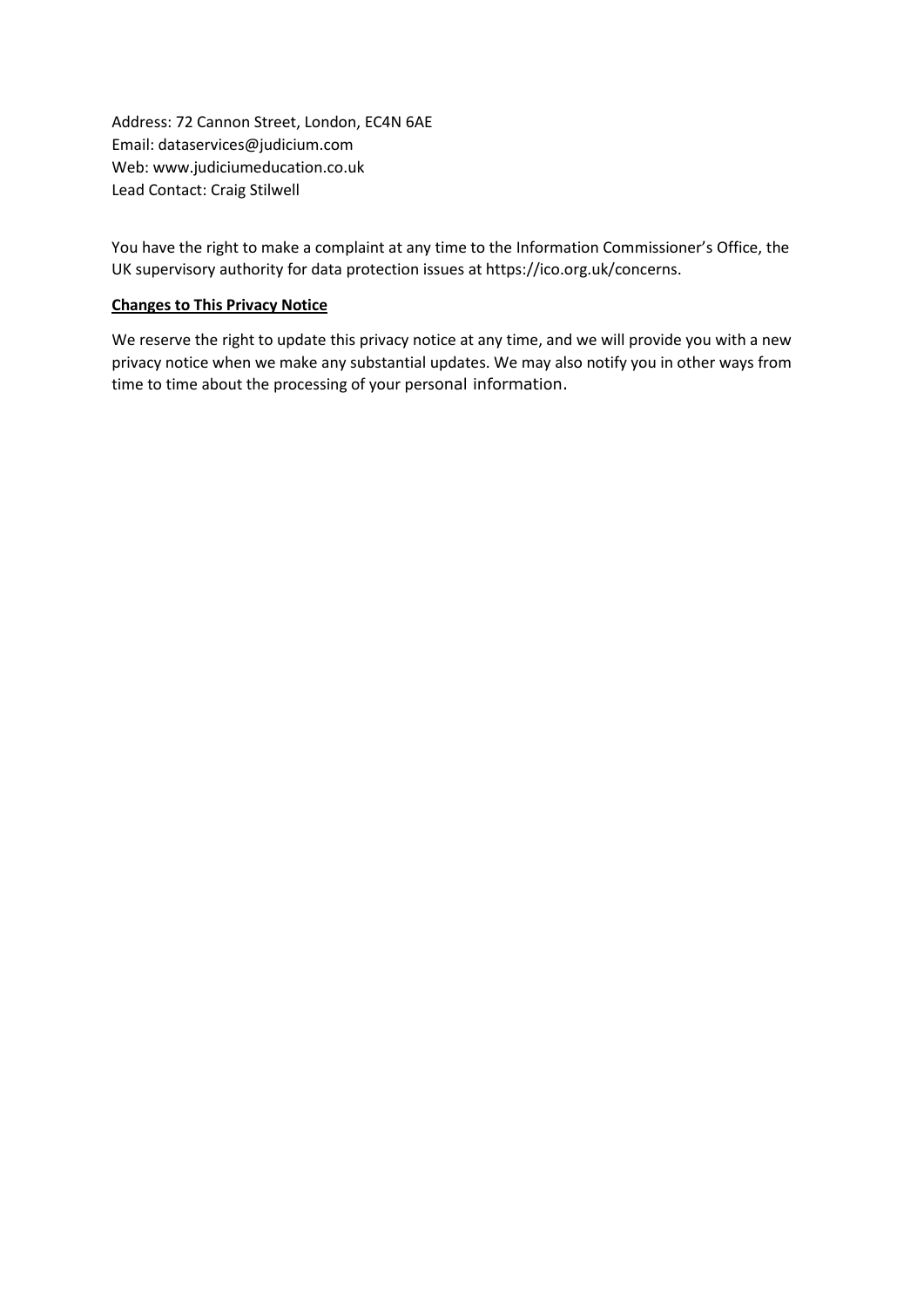Address: 72 Cannon Street, London, EC4N 6AE
Email: dataservices@judicium.com
Web: www.judiciumeducation.co.uk
Lead Contact: Craig Stilwell

You have the right to make a complaint at any time to the Information Commissioner's Office, the UK supervisory authority for data protection issues at https://ico.org.uk/concerns.

**Changes to This Privacy Notice**

We reserve the right to update this privacy notice at any time, and we will provide you with a new privacy notice when we make any substantial updates. We may also notify you in other ways from time to time about the processing of your personal information.